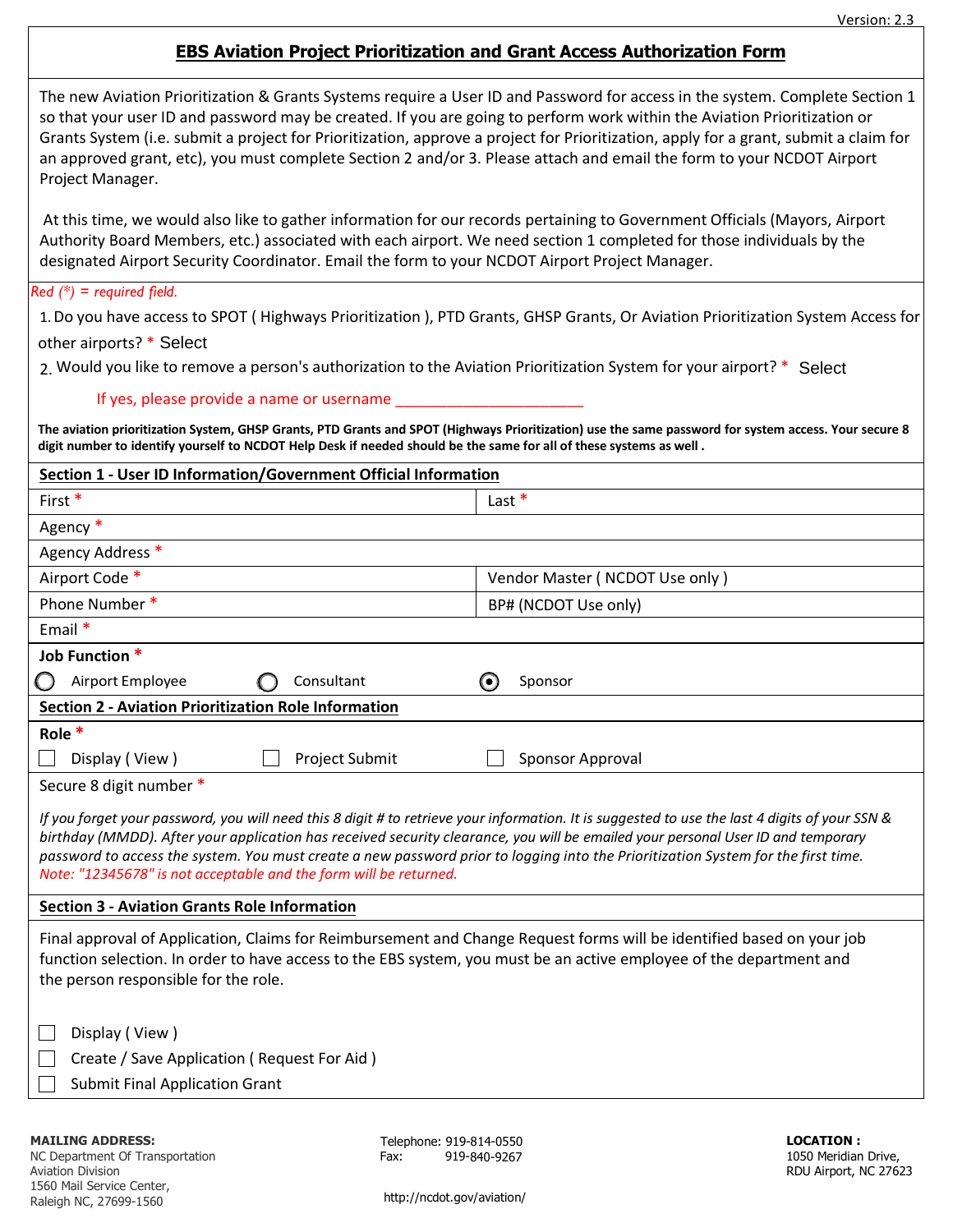Version: 2.3

# EBS Aviation Project Prioritization and Grant Access Authorization Form

The new Aviation Prioritization & Grants Systems require a User ID and Password for access in the system. Complete Section 1 so that your user ID and password may be created. If you are going to perform work within the Aviation Prioritization or Grants System (i.e. submit a project for Prioritization, approve a project for Prioritization, apply for a grant, submit a claim for an approved grant, etc), you must complete Section 2 and/or 3. Please attach and email the form to your NCDOT Airport Project Manager.

At this time, we would also like to gather information for our records pertaining to Government Officials (Mayors, Airport Authority Board Members, etc.) associated with each airport. We need section 1 completed for those individuals by the designated Airport Security Coordinator. Email the form to your NCDOT Airport Project Manager.

*Red (*) = required field.*

1. Do you have access to SPOT ( Highways Prioritization ), PTD Grants, GHSP Grants, Or Aviation Prioritization System Access for other airports? * Select
2. Would you like to remove a person's authorization to the Aviation Prioritization System for your airport? * Select

   If yes, please provide a name or username _____________________

**The aviation prioritization System, GHSP Grants, PTD Grants and SPOT (Highways Prioritization) use the same password for system access. Your secure 8 digit number to identify yourself to NCDOT Help Desk if needed should be the same for all of these systems as well .**

## Section 1 - User ID Information/Government Official Information

| First * | Last * |
|---|---|
| Agency * | |
| Agency Address * | |
| Airport Code * | Vendor Master ( NCDOT Use only ) |
| Phone Number * | BP# (NCDOT Use only) |
| Email * | |

**Job Function ***

- ○ Airport Employee
- ○ Consultant
- ● Sponsor

## Section 2 - Aviation Prioritization Role Information

**Role ***

- ☐ Display ( View )
- ☐ Project Submit
- ☐ Sponsor Approval

Secure 8 digit number *

*If you forget your password, you will need this 8 digit # to retrieve your information. It is suggested to use the last 4 digits of your SSN & birthday (MMDD). After your application has received security clearance, you will be emailed your personal User ID and temporary password to access the system. You must create a new password prior to logging into the Prioritization System for the first time.*
*Note: "12345678" is not acceptable and the form will be returned.*

## Section 3 - Aviation Grants Role Information

Final approval of Application, Claims for Reimbursement and Change Request forms will be identified based on your job function selection. In order to have access to the EBS system, you must be an active employee of the department and the person responsible for the role.

- ☐ Display ( View )
- ☐ Create / Save Application ( Request For Aid )
- ☐ Submit Final Application Grant

**MAILING ADDRESS:**
NC Department Of Transportation
Aviation Division
1560 Mail Service Center,
Raleigh NC, 27699-1560

Telephone: 919-814-0550
Fax: 919-840-9267

http://ncdot.gov/aviation/

**LOCATION :**
1050 Meridian Drive,
RDU Airport, NC 27623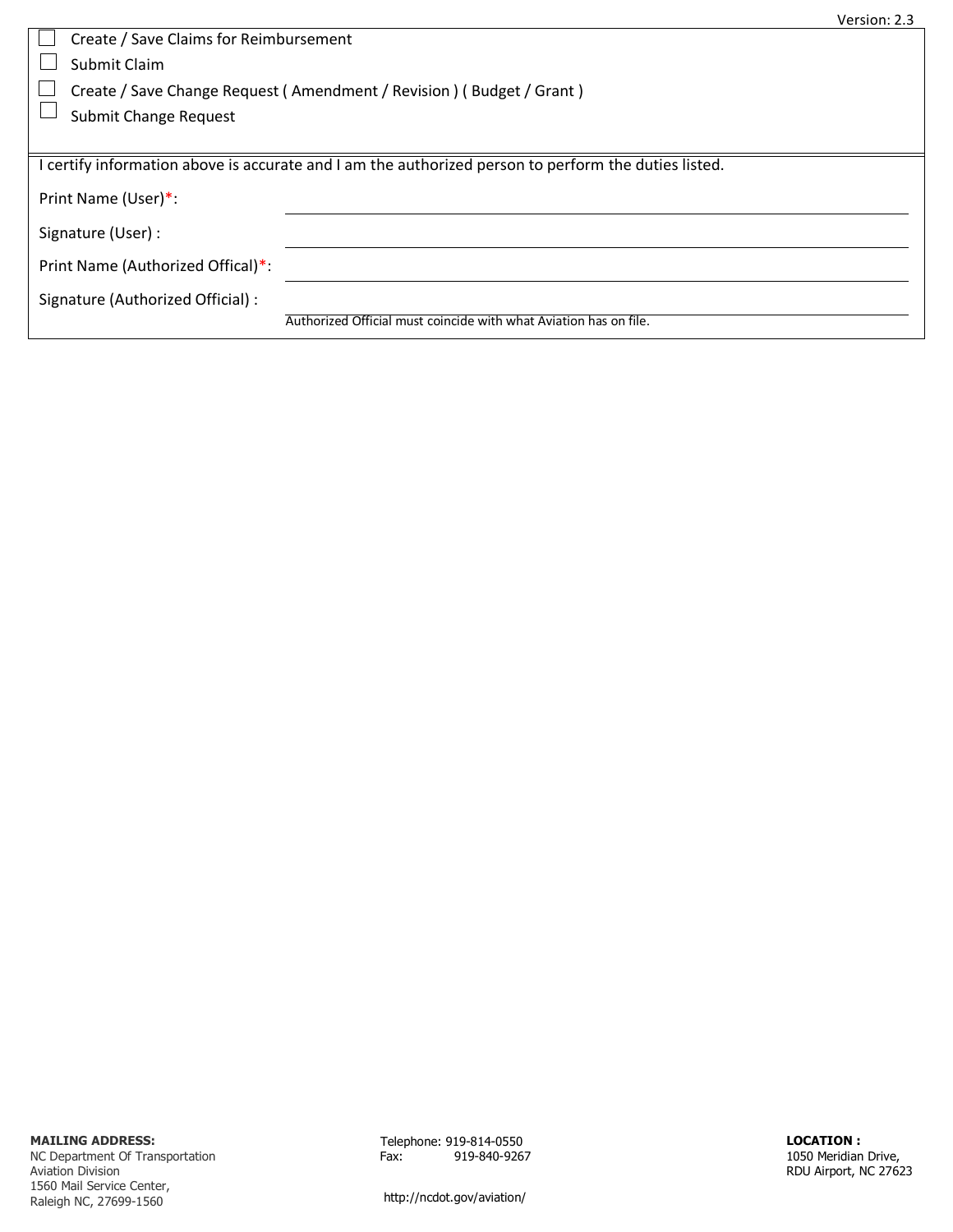- [ ] Create / Save Claims for Reimbursement
- [ ] Submit Claim
- [ ] Create / Save Change Request ( Amendment / Revision ) ( Budget / Grant )
- [ ] Submit Change Request

I certify information above is accurate and I am the authorized person to perform the duties listed.

Print Name (User)*: ______________________________

Signature (User) : ______________________________

Print Name (Authorized Offical)*: ______________________________

Signature (Authorized Official) : ______________________________

Authorized Official must coincide with what Aviation has on file.

**MAILING ADDRESS:**
NC Department Of Transportation
Aviation Division
1560 Mail Service Center,
Raleigh NC, 27699-1560

Telephone: 919-814-0550
Fax: 919-840-9267

http://ncdot.gov/aviation/

**LOCATION :**
1050 Meridian Drive,
RDU Airport, NC 27623